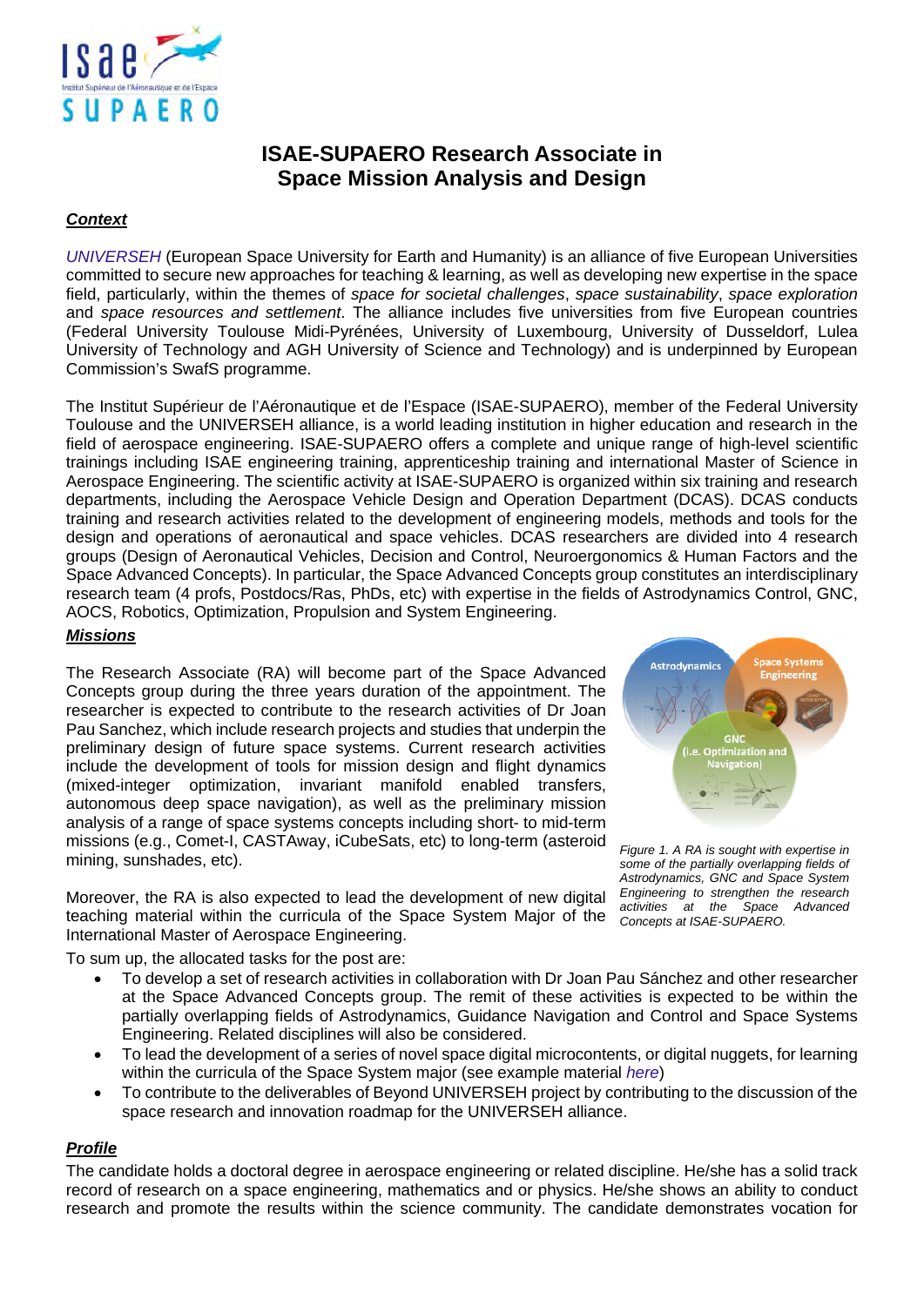// ISAE-SUPAERO Research Associate posting — page 1 of 2, OCR transcription
# ISAE-SUPAERO Research Associate in Space Mission Analysis and Design

## *Context*

*UNIVERSEH* (European Space University for Earth and Humanity) is an alliance of five European Universities committed to secure new approaches for teaching & learning, as well as developing new expertise in the space field, particularly, within the themes of *space for societal challenges*, *space sustainability*, *space exploration* and *space resources and settlement*. The alliance includes five universities from five European countries (Federal University Toulouse Midi-Pyrénées, University of Luxembourg, University of Dusseldorf, Lulea University of Technology and AGH University of Science and Technology) and is underpinned by European Commission's SwafS programme.

The Institut Supérieur de l'Aéronautique et de l'Espace (ISAE-SUPAERO), member of the Federal University Toulouse and the UNIVERSEH alliance, is a world leading institution in higher education and research in the field of aerospace engineering. ISAE-SUPAERO offers a complete and unique range of high-level scientific trainings including ISAE engineering training, apprenticeship training and international Master of Science in Aerospace Engineering. The scientific activity at ISAE-SUPAERO is organized within six training and research departments, including the Aerospace Vehicle Design and Operation Department (DCAS). DCAS conducts training and research activities related to the development of engineering models, methods and tools for the design and operations of aeronautical and space vehicles. DCAS researchers are divided into 4 research groups (Design of Aeronautical Vehicles, Decision and Control, Neuroergonomics & Human Factors and the Space Advanced Concepts). In particular, the Space Advanced Concepts group constitutes an interdisciplinary research team (4 profs, Postdocs/Ras, PhDs, etc) with expertise in the fields of Astrodynamics Control, GNC, AOCS, Robotics, Optimization, Propulsion and System Engineering.

## *Missions*

The Research Associate (RA) will become part of the Space Advanced Concepts group during the three years duration of the appointment. The researcher is expected to contribute to the research activities of Dr Joan Pau Sanchez, which include research projects and studies that underpin the preliminary design of future space systems. Current research activities include the development of tools for mission design and flight dynamics (mixed-integer optimization, invariant manifold enabled transfers, autonomous deep space navigation), as well as the preliminary mission analysis of a range of space systems concepts including short- to mid-term missions (e.g., Comet-I, CASTAway, iCubeSats, etc) to long-term (asteroid mining, sunshades, etc).

*Figure 1. A RA is sought with expertise in some of the partially overlapping fields of Astrodynamics, GNC and Space System Engineering to strengthen the research activities at the Space Advanced Concepts at ISAE-SUPAERO.*

Moreover, the RA is also expected to lead the development of new digital teaching material within the curricula of the Space System Major of the International Master of Aerospace Engineering.

To sum up, the allocated tasks for the post are:

- To develop a set of research activities in collaboration with Dr Joan Pau Sánchez and other researcher at the Space Advanced Concepts group. The remit of these activities is expected to be within the partially overlapping fields of Astrodynamics, Guidance Navigation and Control and Space Systems Engineering. Related disciplines will also be considered.
- To lead the development of a series of novel space digital microcontents, or digital nuggets, for learning within the curricula of the Space System major (see example material *here*)
- To contribute to the deliverables of Beyond UNIVERSEH project by contributing to the discussion of the space research and innovation roadmap for the UNIVERSEH alliance.

## *Profile*

The candidate holds a doctoral degree in aerospace engineering or related discipline. He/she has a solid track record of research on a space engineering, mathematics and or physics. He/she shows an ability to conduct research and promote the results within the science community. The candidate demonstrates vocation for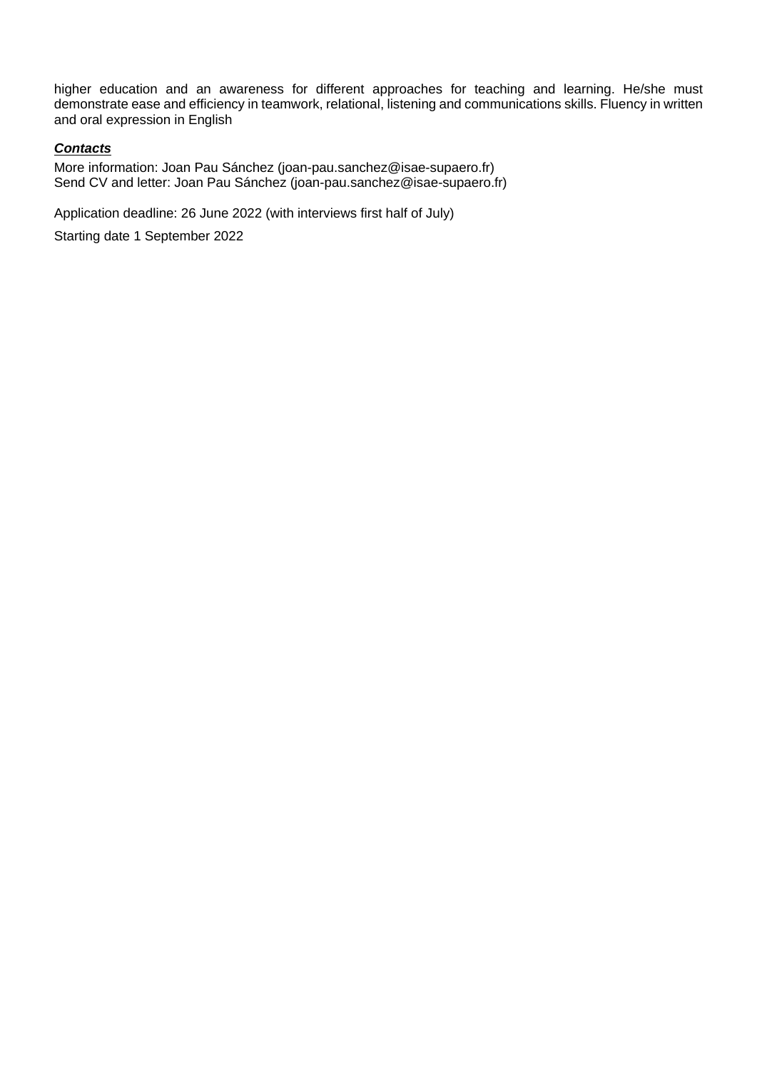higher education and an awareness for different approaches for teaching and learning. He/she must demonstrate ease and efficiency in teamwork, relational, listening and communications skills. Fluency in written and oral expression in English

***Contacts***

More information: Joan Pau Sánchez (joan-pau.sanchez@isae-supaero.fr)
Send CV and letter: Joan Pau Sánchez (joan-pau.sanchez@isae-supaero.fr)

Application deadline: 26 June 2022 (with interviews first half of July)

Starting date 1 September 2022